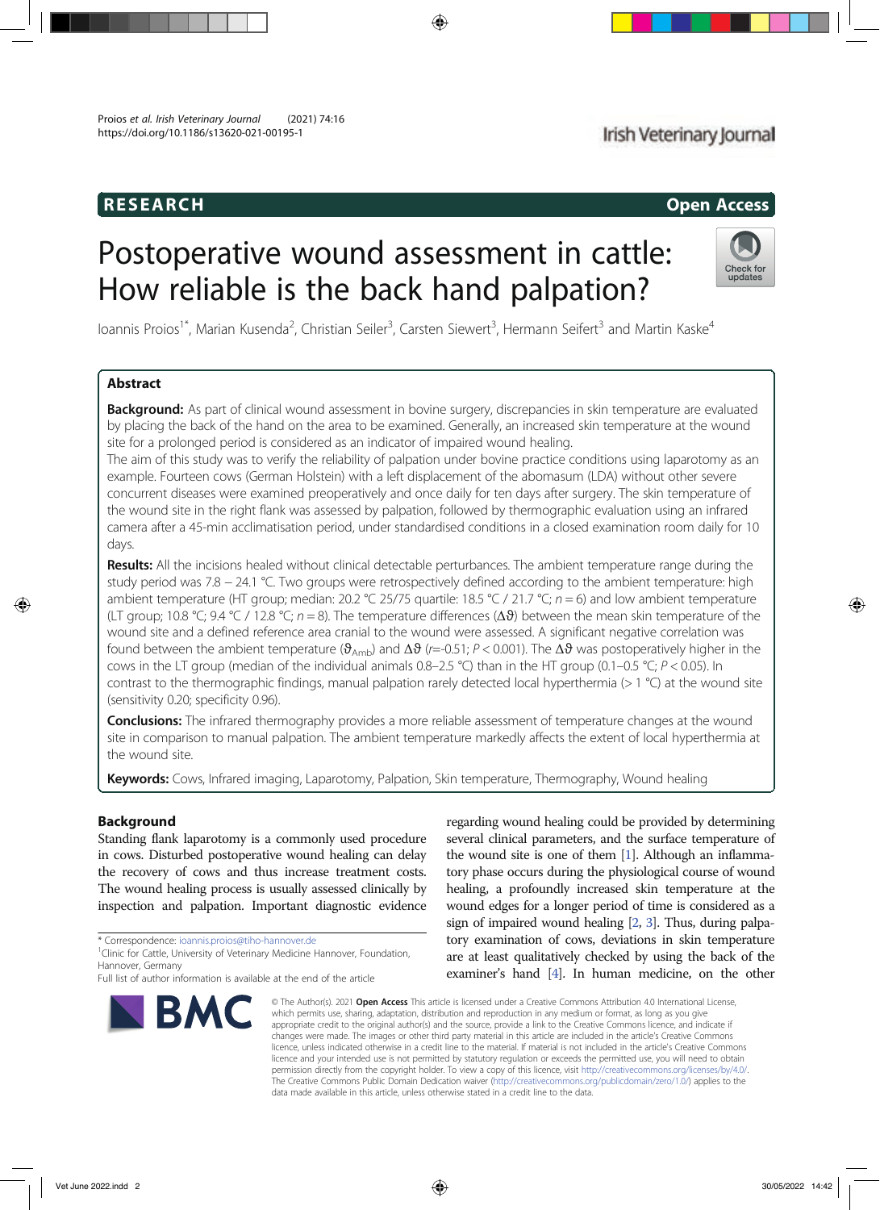RESEARCH Open Access

# Postoperative wound assessment in cattle: How reliable is the back hand palpation?

Ioannis Proios[1*], Marian Kusenda[2], Christian Seiler[3], Carsten Siewert[3], Hermann Seifert[3] and Martin Kaske[4]

## Abstract

**Background:** As part of clinical wound assessment in bovine surgery, discrepancies in skin temperature are evaluated by placing the back of the hand on the area to be examined. Generally, an increased skin temperature at the wound site for a prolonged period is considered as an indicator of impaired wound healing.

The aim of this study was to verify the reliability of palpation under bovine practice conditions using laparotomy as an example. Fourteen cows (German Holstein) with a left displacement of the abomasum (LDA) without other severe concurrent diseases were examined preoperatively and once daily for ten days after surgery. The skin temperature of the wound site in the right flank was assessed by palpation, followed by thermographic evaluation using an infrared camera after a 45-min acclimatisation period, under standardised conditions in a closed examination room daily for 10 days.

**Results:** All the incisions healed without clinical detectable perturbances. The ambient temperature range during the study period was 7.8 – 24.1 °C. Two groups were retrospectively defined according to the ambient temperature: high ambient temperature (HT group; median: 20.2 °C 25/75 quartile: 18.5 °C / 21.7 °C; $n = 6$) and low ambient temperature (LT group; 10.8 °C; 9.4 °C / 12.8 °C; $n = 8$). The temperature differences ($\Delta\vartheta$) between the mean skin temperature of the wound site and a defined reference area cranial to the wound were assessed. A significant negative correlation was found between the ambient temperature ($\vartheta_{Amb}$) and $\Delta\vartheta$ ($r$=-0.51; $P < 0.001$). The $\Delta\vartheta$ was postoperatively higher in the cows in the LT group (median of the individual animals 0.8–2.5 °C) than in the HT group (0.1–0.5 °C; $P < 0.05$). In contrast to the thermographic findings, manual palpation rarely detected local hyperthermia (> 1 °C) at the wound site (sensitivity 0.20; specificity 0.96).

**Conclusions:** The infrared thermography provides a more reliable assessment of temperature changes at the wound site in comparison to manual palpation. The ambient temperature markedly affects the extent of local hyperthermia at the wound site.

**Keywords:** Cows, Infrared imaging, Laparotomy, Palpation, Skin temperature, Thermography, Wound healing

## Background

Standing flank laparotomy is a commonly used procedure in cows. Disturbed postoperative wound healing can delay the recovery of cows and thus increase treatment costs. The wound healing process is usually assessed clinically by inspection and palpation. Important diagnostic evidence regarding wound healing could be provided by determining several clinical parameters, and the surface temperature of the wound site is one of them [1]. Although an inflammatory phase occurs during the physiological course of wound healing, a profoundly increased skin temperature at the wound edges for a longer period of time is considered as a sign of impaired wound healing [2, 3]. Thus, during palpatory examination of cows, deviations in skin temperature are at least qualitatively checked by using the back of the examiner's hand [4]. In human medicine, on the other

* Correspondence: ioannis.proios@tiho-hannover.de

[1]Clinic for Cattle, University of Veterinary Medicine Hannover, Foundation, Hannover, Germany

Full list of author information is available at the end of the article

© The Author(s). 2021 **Open Access** This article is licensed under a Creative Commons Attribution 4.0 International License, which permits use, sharing, adaptation, distribution and reproduction in any medium or format, as long as you give appropriate credit to the original author(s) and the source, provide a link to the Creative Commons licence, and indicate if changes were made. The images or other third party material in this article are included in the article's Creative Commons licence, unless indicated otherwise in a credit line to the material. If material is not included in the article's Creative Commons licence and your intended use is not permitted by statutory regulation or exceeds the permitted use, you will need to obtain permission directly from the copyright holder. To view a copy of this licence, visit http://creativecommons.org/licenses/by/4.0/. The Creative Commons Public Domain Dedication waiver (http://creativecommons.org/publicdomain/zero/1.0/) applies to the data made available in this article, unless otherwise stated in a credit line to the data.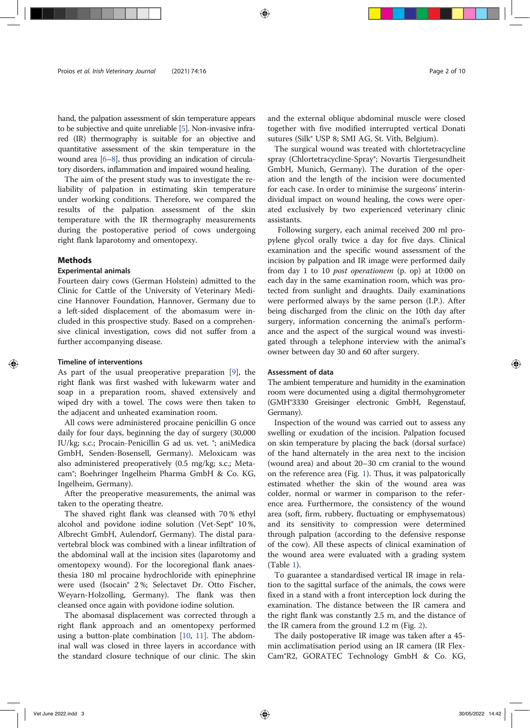hand, the palpation assessment of skin temperature appears to be subjective and quite unreliable [5]. Non-invasive infrared (IR) thermography is suitable for an objective and quantitative assessment of the skin temperature in the wound area [6–8], thus providing an indication of circulatory disorders, inflammation and impaired wound healing.

The aim of the present study was to investigate the reliability of palpation in estimating skin temperature under working conditions. Therefore, we compared the results of the palpation assessment of the skin temperature with the IR thermography measurements during the postoperative period of cows undergoing right flank laparotomy and omentopexy.

## Methods

### Experimental animals

Fourteen dairy cows (German Holstein) admitted to the Clinic for Cattle of the University of Veterinary Medicine Hannover Foundation, Hannover, Germany due to a left-sided displacement of the abomasum were included in this prospective study. Based on a comprehensive clinical investigation, cows did not suffer from a further accompanying disease.

### Timeline of interventions

As part of the usual preoperative preparation [9], the right flank was first washed with lukewarm water and soap in a preparation room, shaved extensively and wiped dry with a towel. The cows were then taken to the adjacent and unheated examination room.

All cows were administered procaine penicillin G once daily for four days, beginning the day of surgery (30,000 IU/kg; s.c.; Procain-Penicillin G ad us. vet. ®; aniMedica GmbH, Senden-Bosensell, Germany). Meloxicam was also administered preoperatively (0.5 mg/kg; s.c.; Metacam®; Boehringer Ingelheim Pharma GmbH & Co. KG, Ingelheim, Germany).

After the preoperative measurements, the animal was taken to the operating theatre.

The shaved right flank was cleansed with 70 % ethyl alcohol and povidone iodine solution (Vet-Sept® 10 %, Albrecht GmbH, Aulendorf, Germany). The distal paravertebral block was combined with a linear infiltration of the abdominal wall at the incision sites (laparotomy and omentopexy wound). For the locoregional flank anaesthesia 180 ml procaine hydrochloride with epinephrine were used (Isocain® 2 %; Selectavet Dr. Otto Fischer, Weyarn-Holzolling, Germany). The flank was then cleansed once again with povidone iodine solution.

The abomasal displacement was corrected through a right flank approach and an omentopexy performed using a button-plate combination [10, 11]. The abdominal wall was closed in three layers in accordance with the standard closure technique of our clinic. The skin and the external oblique abdominal muscle were closed together with five modified interrupted vertical Donati sutures (Silk® USP 8; SMI AG, St. Vith, Belgium).

The surgical wound was treated with chlortetracycline spray (Chlortetracycline-Spray®; Novartis Tiergesundheit GmbH, Munich, Germany). The duration of the operation and the length of the incision were documented for each case. In order to minimise the surgeons' interindividual impact on wound healing, the cows were operated exclusively by two experienced veterinary clinic assistants.

Following surgery, each animal received 200 ml propylene glycol orally twice a day for five days. Clinical examination and the specific wound assessment of the incision by palpation and IR image were performed daily from day 1 to 10 *post operationem* (p. op) at 10:00 on each day in the same examination room, which was protected from sunlight and draughts. Daily examinations were performed always by the same person (I.P.). After being discharged from the clinic on the 10th day after surgery, information concerning the animal's performance and the aspect of the surgical wound was investigated through a telephone interview with the animal's owner between day 30 and 60 after surgery.

### Assessment of data

The ambient temperature and humidity in the examination room were documented using a digital thermohygrometer (GMH®3330 Greisinger electronic GmbH, Regenstauf, Germany).

Inspection of the wound was carried out to assess any swelling or exudation of the incision. Palpation focused on skin temperature by placing the back (dorsal surface) of the hand alternately in the area next to the incision (wound area) and about 20–30 cm cranial to the wound on the reference area (Fig. 1). Thus, it was palpatorically estimated whether the skin of the wound area was colder, normal or warmer in comparison to the reference area. Furthermore, the consistency of the wound area (soft, firm, rubbery, fluctuating or emphysematous) and its sensitivity to compression were determined through palpation (according to the defensive response of the cow). All these aspects of clinical examination of the wound area were evaluated with a grading system (Table 1).

To guarantee a standardised vertical IR image in relation to the sagittal surface of the animals, the cows were fixed in a stand with a front interception lock during the examination. The distance between the IR camera and the right flank was constantly 2.5 m, and the distance of the IR camera from the ground 1.2 m (Fig. 2).

The daily postoperative IR image was taken after a 45-min acclimatisation period using an IR camera (IR FlexCam®R2, GORATEC Technology GmbH & Co. KG,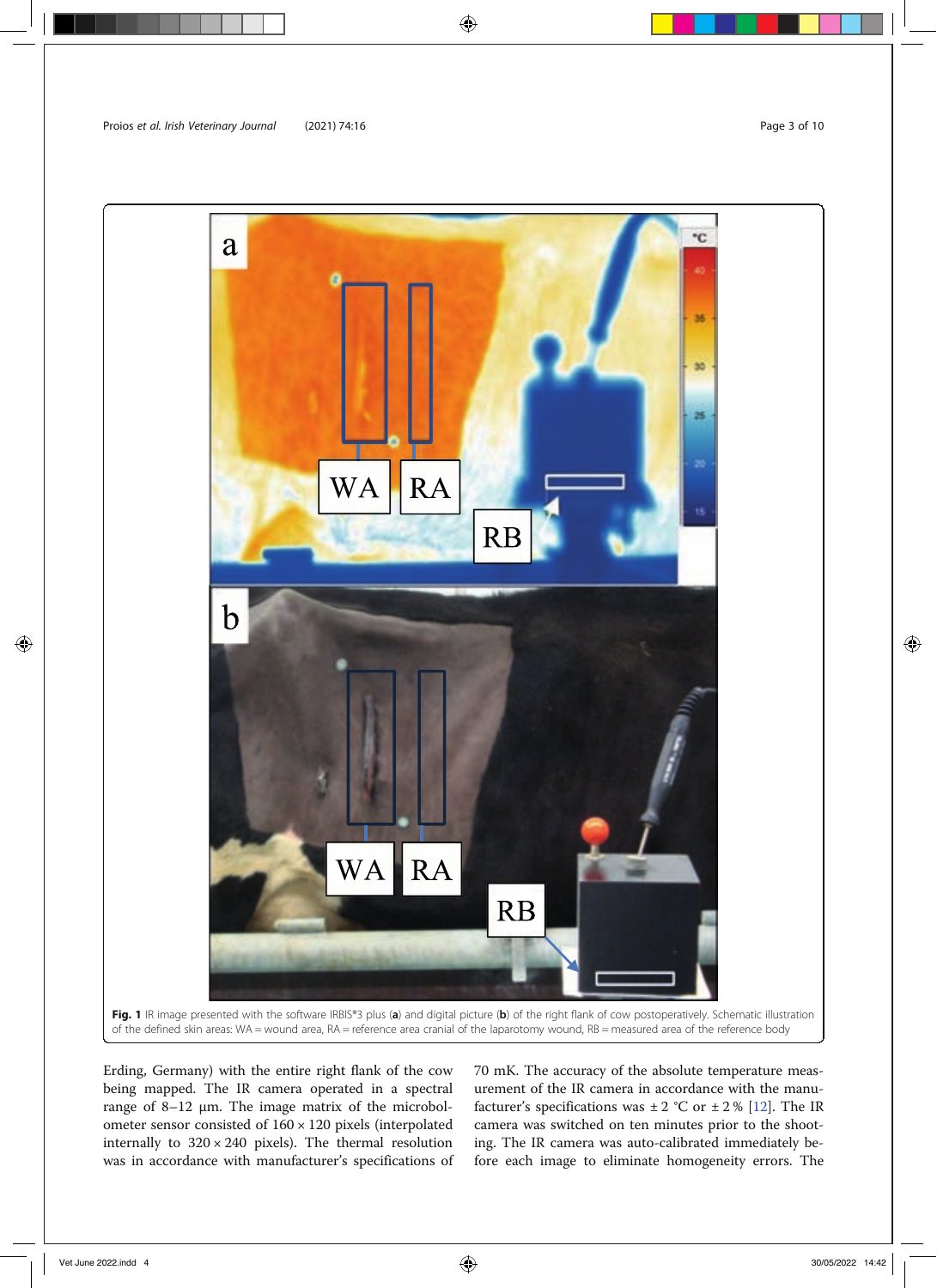**Fig. 1** IR image presented with the software IRBIS®3 plus (**a**) and digital picture (**b**) of the right flank of cow postoperatively. Schematic illustration of the defined skin areas: WA = wound area, RA = reference area cranial of the laparotomy wound, RB = measured area of the reference body

Erding, Germany) with the entire right flank of the cow being mapped. The IR camera operated in a spectral range of 8–12 μm. The image matrix of the microbolometer sensor consisted of 160 × 120 pixels (interpolated internally to 320 × 240 pixels). The thermal resolution was in accordance with manufacturer's specifications of 70 mK. The accuracy of the absolute temperature measurement of the IR camera in accordance with the manufacturer's specifications was ± 2 °C or ± 2 % [12]. The IR camera was switched on ten minutes prior to the shooting. The IR camera was auto-calibrated immediately before each image to eliminate homogeneity errors. The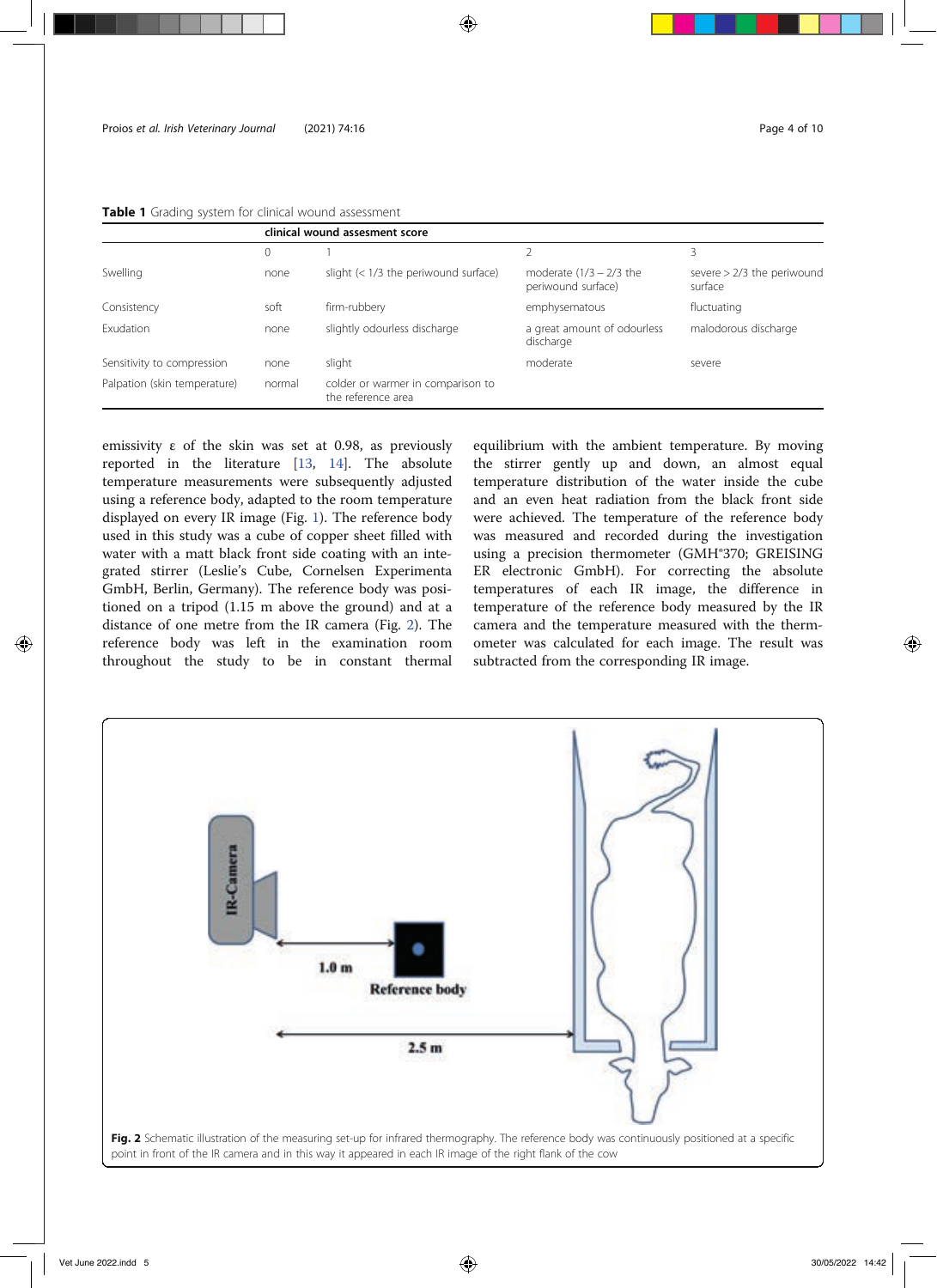**Table 1** Grading system for clinical wound assessment

| | clinical wound assesment score | | | |
|---|---|---|---|---|
| | 0 | 1 | 2 | 3 |
| Swelling | none | slight (< 1/3 the periwound surface) | moderate (1/3 – 2/3 the periwound surface) | severe > 2/3 the periwound surface |
| Consistency | soft | firm-rubbery | emphysematous | fluctuating |
| Exudation | none | slightly odourless discharge | a great amount of odourless discharge | malodorous discharge |
| Sensitivity to compression | none | slight | moderate | severe |
| Palpation (skin temperature) | normal | colder or warmer in comparison to the reference area | | |

emissivity ε of the skin was set at 0.98, as previously reported in the literature [13, 14]. The absolute temperature measurements were subsequently adjusted using a reference body, adapted to the room temperature displayed on every IR image (Fig. 1). The reference body used in this study was a cube of copper sheet filled with water with a matt black front side coating with an integrated stirrer (Leslie's Cube, Cornelsen Experimenta GmbH, Berlin, Germany). The reference body was positioned on a tripod (1.15 m above the ground) and at a distance of one metre from the IR camera (Fig. 2). The reference body was left in the examination room throughout the study to be in constant thermal equilibrium with the ambient temperature. By moving the stirrer gently up and down, an almost equal temperature distribution of the water inside the cube and an even heat radiation from the black front side were achieved. The temperature of the reference body was measured and recorded during the investigation using a precision thermometer (GMH®370; GREISING ER electronic GmbH). For correcting the absolute temperatures of each IR image, the difference in temperature of the reference body measured by the IR camera and the temperature measured with the thermometer was calculated for each image. The result was subtracted from the corresponding IR image.

**Fig. 2** Schematic illustration of the measuring set-up for infrared thermography. The reference body was continuously positioned at a specific point in front of the IR camera and in this way it appeared in each IR image of the right flank of the cow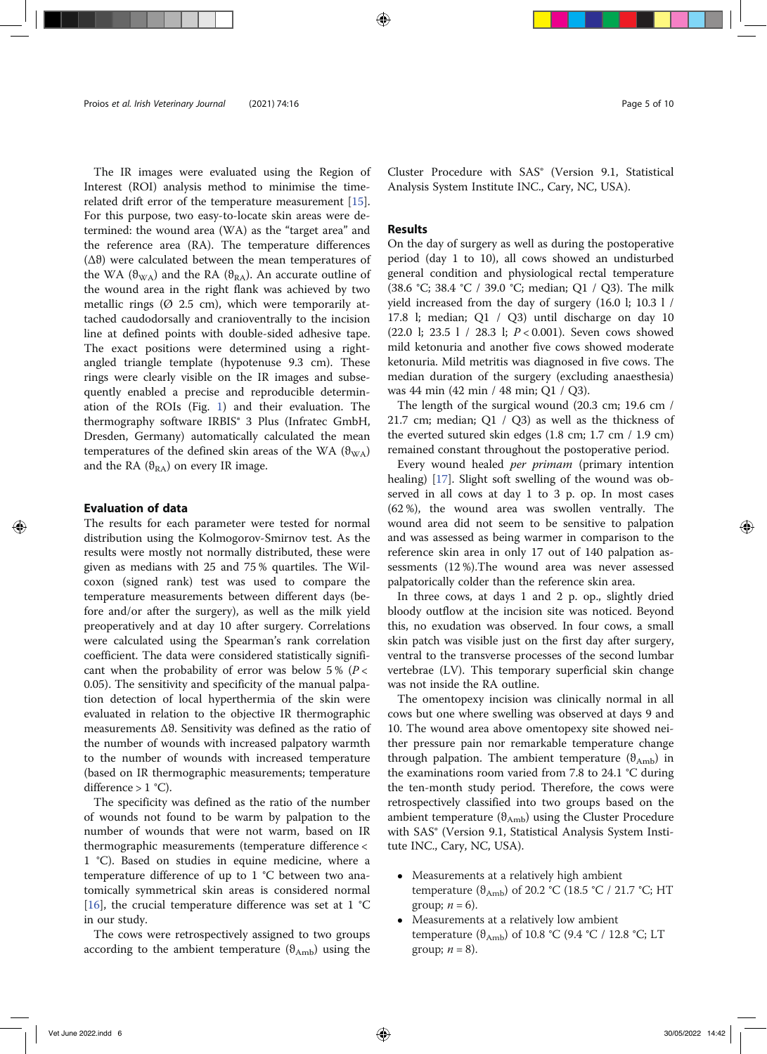The IR images were evaluated using the Region of Interest (ROI) analysis method to minimise the time-related drift error of the temperature measurement [15]. For this purpose, two easy-to-locate skin areas were determined: the wound area (WA) as the "target area" and the reference area (RA). The temperature differences ($\Delta\vartheta$) were calculated between the mean temperatures of the WA ($\vartheta_{WA}$) and the RA ($\vartheta_{RA}$). An accurate outline of the wound area in the right flank was achieved by two metallic rings (Ø 2.5 cm), which were temporarily attached caudodorsally and cranioventrally to the incision line at defined points with double-sided adhesive tape. The exact positions were determined using a right-angled triangle template (hypotenuse 9.3 cm). These rings were clearly visible on the IR images and subsequently enabled a precise and reproducible determination of the ROIs (Fig. 1) and their evaluation. The thermography software IRBIS® 3 Plus (Infratec GmbH, Dresden, Germany) automatically calculated the mean temperatures of the defined skin areas of the WA ($\vartheta_{WA}$) and the RA ($\vartheta_{RA}$) on every IR image.

## Evaluation of data

The results for each parameter were tested for normal distribution using the Kolmogorov-Smirnov test. As the results were mostly not normally distributed, these were given as medians with 25 and 75 % quartiles. The Wilcoxon (signed rank) test was used to compare the temperature measurements between different days (before and/or after the surgery), as well as the milk yield preoperatively and at day 10 after surgery. Correlations were calculated using the Spearman's rank correlation coefficient. The data were considered statistically significant when the probability of error was below 5 % ($P < 0.05$). The sensitivity and specificity of the manual palpation detection of local hyperthermia of the skin were evaluated in relation to the objective IR thermographic measurements $\Delta\vartheta$. Sensitivity was defined as the ratio of the number of wounds with increased palpatory warmth to the number of wounds with increased temperature (based on IR thermographic measurements; temperature difference > 1 °C).

The specificity was defined as the ratio of the number of wounds not found to be warm by palpation to the number of wounds that were not warm, based on IR thermographic measurements (temperature difference < 1 °C). Based on studies in equine medicine, where a temperature difference of up to 1 °C between two anatomically symmetrical skin areas is considered normal [16], the crucial temperature difference was set at 1 °C in our study.

The cows were retrospectively assigned to two groups according to the ambient temperature ($\vartheta_{Amb}$) using the Cluster Procedure with SAS® (Version 9.1, Statistical Analysis System Institute INC., Cary, NC, USA).

## Results

On the day of surgery as well as during the postoperative period (day 1 to 10), all cows showed an undisturbed general condition and physiological rectal temperature (38.6 °C; 38.4 °C / 39.0 °C; median; Q1 / Q3). The milk yield increased from the day of surgery (16.0 l; 10.3 l / 17.8 l; median; Q1 / Q3) until discharge on day 10 (22.0 l; 23.5 l / 28.3 l; $P < 0.001$). Seven cows showed mild ketonuria and another five cows showed moderate ketonuria. Mild metritis was diagnosed in five cows. The median duration of the surgery (excluding anaesthesia) was 44 min (42 min / 48 min; Q1 / Q3).

The length of the surgical wound (20.3 cm; 19.6 cm / 21.7 cm; median; Q1 / Q3) as well as the thickness of the everted sutured skin edges (1.8 cm; 1.7 cm / 1.9 cm) remained constant throughout the postoperative period.

Every wound healed *per primam* (primary intention healing) [17]. Slight soft swelling of the wound was observed in all cows at day 1 to 3 p. op. In most cases (62 %), the wound area was swollen ventrally. The wound area did not seem to be sensitive to palpation and was assessed as being warmer in comparison to the reference skin area in only 17 out of 140 palpation assessments (12 %).The wound area was never assessed palpatorically colder than the reference skin area.

In three cows, at days 1 and 2 p. op., slightly dried bloody outflow at the incision site was noticed. Beyond this, no exudation was observed. In four cows, a small skin patch was visible just on the first day after surgery, ventral to the transverse processes of the second lumbar vertebrae (LV). This temporary superficial skin change was not inside the RA outline.

The omentopexy incision was clinically normal in all cows but one where swelling was observed at days 9 and 10. The wound area above omentopexy site showed neither pressure pain nor remarkable temperature change through palpation. The ambient temperature ($\vartheta_{Amb}$) in the examinations room varied from 7.8 to 24.1 °C during the ten-month study period. Therefore, the cows were retrospectively classified into two groups based on the ambient temperature ($\vartheta_{Amb}$) using the Cluster Procedure with SAS® (Version 9.1, Statistical Analysis System Institute INC., Cary, NC, USA).

- Measurements at a relatively high ambient temperature ($\vartheta_{Amb}$) of 20.2 °C (18.5 °C / 21.7 °C; HT group; $n = 6$).
- Measurements at a relatively low ambient temperature ($\vartheta_{Amb}$) of 10.8 °C (9.4 °C / 12.8 °C; LT group; $n = 8$).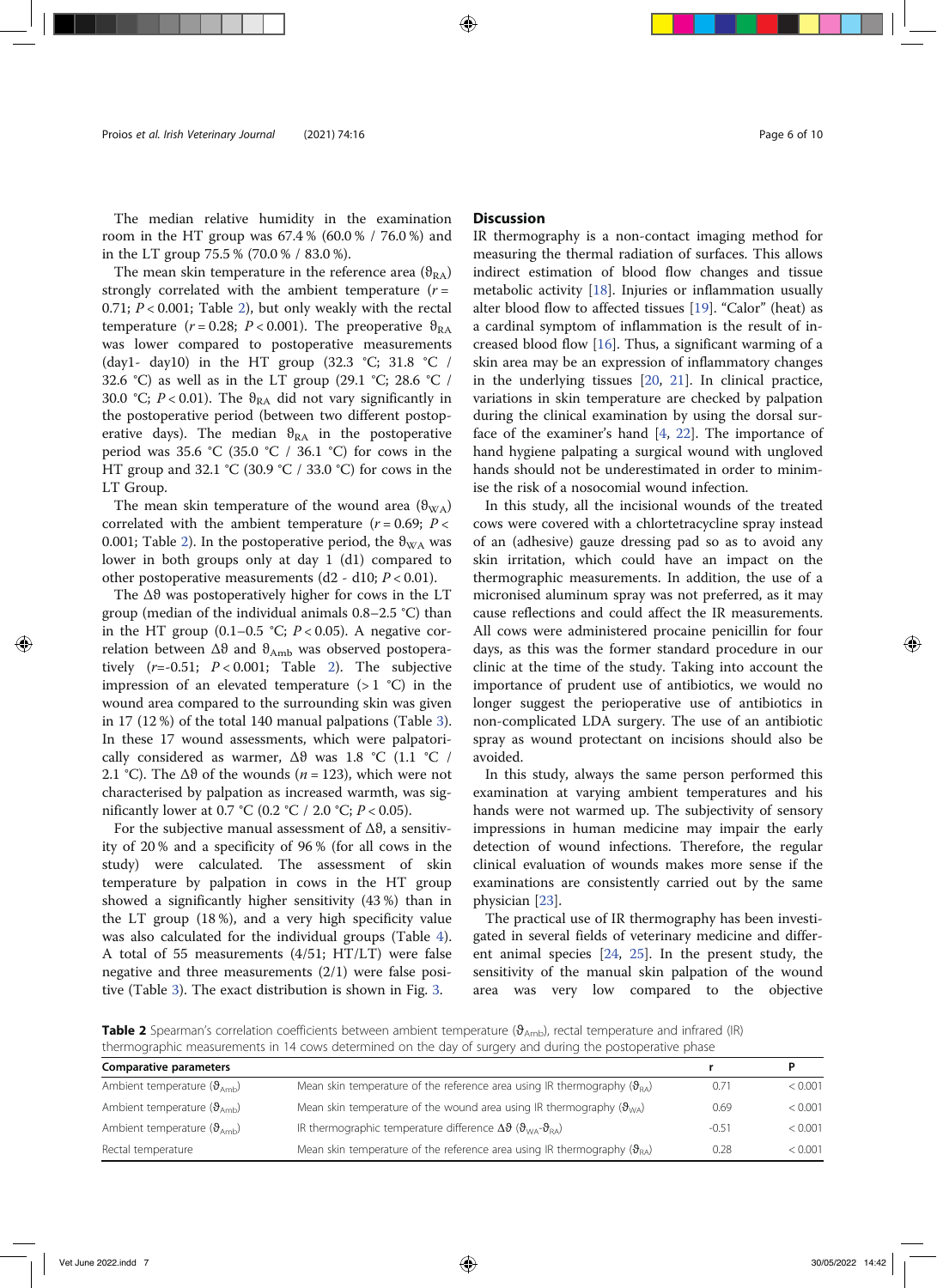The median relative humidity in the examination room in the HT group was 67.4 % (60.0 % / 76.0 %) and in the LT group 75.5 % (70.0 % / 83.0 %).

The mean skin temperature in the reference area ($\vartheta_{RA}$) strongly correlated with the ambient temperature ($r = 0.71$; $P < 0.001$; Table 2), but only weakly with the rectal temperature ($r = 0.28$; $P < 0.001$). The preoperative $\vartheta_{RA}$ was lower compared to postoperative measurements (day1- day10) in the HT group (32.3 °C; 31.8 °C / 32.6 °C) as well as in the LT group (29.1 °C; 28.6 °C / 30.0 °C; $P < 0.01$). The $\vartheta_{RA}$ did not vary significantly in the postoperative period (between two different postoperative days). The median $\vartheta_{RA}$ in the postoperative period was 35.6 °C (35.0 °C / 36.1 °C) for cows in the HT group and 32.1 °C (30.9 °C / 33.0 °C) for cows in the LT Group.

The mean skin temperature of the wound area ($\vartheta_{WA}$) correlated with the ambient temperature ($r = 0.69$; $P < 0.001$; Table 2). In the postoperative period, the $\vartheta_{WA}$ was lower in both groups only at day 1 (d1) compared to other postoperative measurements (d2 - d10; $P < 0.01$).

The $\Delta\vartheta$ was postoperatively higher for cows in the LT group (median of the individual animals 0.8–2.5 °C) than in the HT group (0.1–0.5 °C; $P < 0.05$). A negative correlation between $\Delta\vartheta$ and $\vartheta_{Amb}$ was observed postoperatively ($r = -0.51$; $P < 0.001$; Table 2). The subjective impression of an elevated temperature (> 1 °C) in the wound area compared to the surrounding skin was given in 17 (12 %) of the total 140 manual palpations (Table 3). In these 17 wound assessments, which were palpatorically considered as warmer, $\Delta\vartheta$ was 1.8 °C (1.1 °C / 2.1 °C). The $\Delta\vartheta$ of the wounds ($n = 123$), which were not characterised by palpation as increased warmth, was significantly lower at 0.7 °C (0.2 °C / 2.0 °C; $P < 0.05$).

For the subjective manual assessment of $\Delta\vartheta$, a sensitivity of 20 % and a specificity of 96 % (for all cows in the study) were calculated. The assessment of skin temperature by palpation in cows in the HT group showed a significantly higher sensitivity (43 %) than in the LT group (18 %), and a very high specificity value was also calculated for the individual groups (Table 4). A total of 55 measurements (4/51; HT/LT) were false negative and three measurements (2/1) were false positive (Table 3). The exact distribution is shown in Fig. 3.

## Discussion

IR thermography is a non-contact imaging method for measuring the thermal radiation of surfaces. This allows indirect estimation of blood flow changes and tissue metabolic activity [18]. Injuries or inflammation usually alter blood flow to affected tissues [19]. "Calor" (heat) as a cardinal symptom of inflammation is the result of increased blood flow [16]. Thus, a significant warming of a skin area may be an expression of inflammatory changes in the underlying tissues [20, 21]. In clinical practice, variations in skin temperature are checked by palpation during the clinical examination by using the dorsal surface of the examiner's hand [4, 22]. The importance of hand hygiene palpating a surgical wound with ungloved hands should not be underestimated in order to minimise the risk of a nosocomial wound infection.

In this study, all the incisional wounds of the treated cows were covered with a chlortetracycline spray instead of an (adhesive) gauze dressing pad so as to avoid any skin irritation, which could have an impact on the thermographic measurements. In addition, the use of a micronised aluminum spray was not preferred, as it may cause reflections and could affect the IR measurements. All cows were administered procaine penicillin for four days, as this was the former standard procedure in our clinic at the time of the study. Taking into account the importance of prudent use of antibiotics, we would no longer suggest the perioperative use of antibiotics in non-complicated LDA surgery. The use of an antibiotic spray as wound protectant on incisions should also be avoided.

In this study, always the same person performed this examination at varying ambient temperatures and his hands were not warmed up. The subjectivity of sensory impressions in human medicine may impair the early detection of wound infections. Therefore, the regular clinical evaluation of wounds makes more sense if the examinations are consistently carried out by the same physician [23].

The practical use of IR thermography has been investigated in several fields of veterinary medicine and different animal species [24, 25]. In the present study, the sensitivity of the manual skin palpation of the wound area was very low compared to the objective

**Table 2** Spearman's correlation coefficients between ambient temperature ($\vartheta_{Amb}$), rectal temperature and infrared (IR) thermographic measurements in 14 cows determined on the day of surgery and during the postoperative phase

| Comparative parameters | | r | P |
|---|---|---|---|
| Ambient temperature ($\vartheta_{Amb}$) | Mean skin temperature of the reference area using IR thermography ($\vartheta_{RA}$) | 0.71 | < 0.001 |
| Ambient temperature ($\vartheta_{Amb}$) | Mean skin temperature of the wound area using IR thermography ($\vartheta_{WA}$) | 0.69 | < 0.001 |
| Ambient temperature ($\vartheta_{Amb}$) | IR thermographic temperature difference $\Delta\vartheta$ ($\vartheta_{WA}$-$\vartheta_{RA}$) | -0.51 | < 0.001 |
| Rectal temperature | Mean skin temperature of the reference area using IR thermography ($\vartheta_{RA}$) | 0.28 | < 0.001 |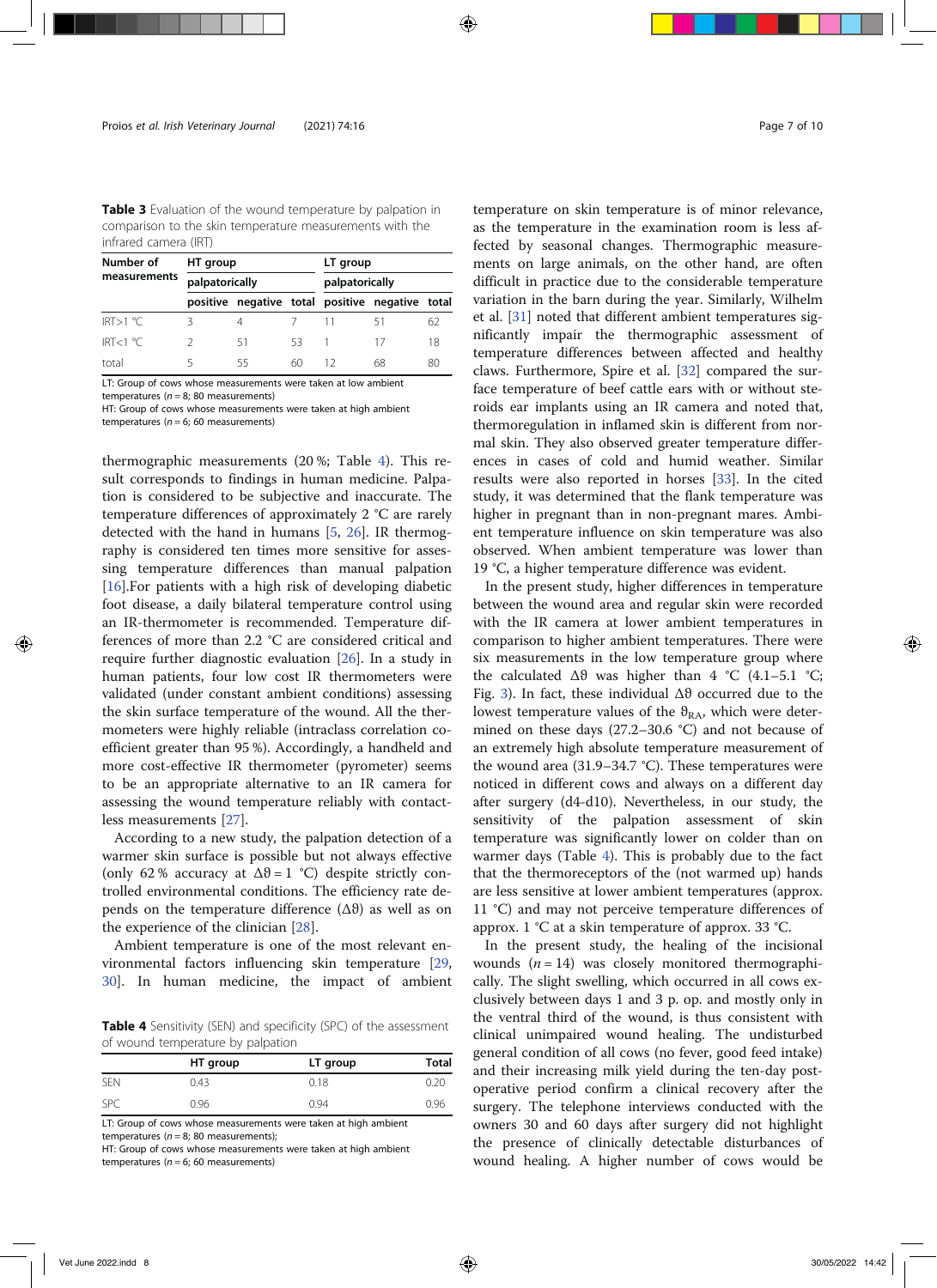**Table 3** Evaluation of the wound temperature by palpation in comparison to the skin temperature measurements with the infrared camera (IRT)

| Number of measurements | HT group | | | LT group | | |
|---|---|---|---|---|---|---|
| | palpatorically | | | palpatorically | | |
| | positive | negative | total | positive | negative | total |
| IRT>1 °C | 3 | 4 | 7 | 11 | 51 | 62 |
| IRT<1 °C | 2 | 51 | 53 | 1 | 17 | 18 |
| total | 5 | 55 | 60 | 12 | 68 | 80 |

LT: Group of cows whose measurements were taken at low ambient temperatures ($n = 8$; 80 measurements)
HT: Group of cows whose measurements were taken at high ambient temperatures ($n = 6$; 60 measurements)

thermographic measurements (20 %; Table 4). This result corresponds to findings in human medicine. Palpation is considered to be subjective and inaccurate. The temperature differences of approximately 2 °C are rarely detected with the hand in humans [5, 26]. IR thermography is considered ten times more sensitive for assessing temperature differences than manual palpation [16].For patients with a high risk of developing diabetic foot disease, a daily bilateral temperature control using an IR-thermometer is recommended. Temperature differences of more than 2.2 °C are considered critical and require further diagnostic evaluation [26]. In a study in human patients, four low cost IR thermometers were validated (under constant ambient conditions) assessing the skin surface temperature of the wound. All the thermometers were highly reliable (intraclass correlation coefficient greater than 95 %). Accordingly, a handheld and more cost-effective IR thermometer (pyrometer) seem to be an appropriate alternative to an IR camera for assessing the wound temperature reliably with contactless measurements [27].

According to a new study, the palpation detection of a warmer skin surface is possible but not always effective (only 62 % accuracy at $\Delta\vartheta = 1$ °C) despite strictly controlled environmental conditions. The efficiency rate depends on the temperature difference ($\Delta\vartheta$) as well as on the experience of the clinician [28].

Ambient temperature is one of the most relevant environmental factors influencing skin temperature [29, 30]. In human medicine, the impact of ambient temperature on skin temperature is of minor relevance, as the temperature in the examination room is less affected by seasonal changes. Thermographic measurements on large animals, on the other hand, are often difficult in practice due to the considerable temperature variation in the barn during the year. Similarly, Wilhelm et al. [31] noted that different ambient temperatures significantly impair the thermographic assessment of temperature differences between affected and healthy claws. Furthermore, Spire et al. [32] compared the surface temperature of beef cattle ears with or without steroids ear implants using an IR camera and noted that, thermoregulation in inflamed skin is different from normal skin. They also observed greater temperature differences in cases of cold and humid weather. Similar results were also reported in horses [33]. In the cited study, it was determined that the flank temperature was higher in pregnant than in non-pregnant mares. Ambient temperature influence on skin temperature was also observed. When ambient temperature was lower than 19 °C, a higher temperature difference was evident.

**Table 4** Sensitivity (SEN) and specificity (SPC) of the assessment of wound temperature by palpation

| | HT group | LT group | Total |
|---|---|---|---|
| SEN | 0.43 | 0.18 | 0.20 |
| SPC | 0.96 | 0.94 | 0.96 |

LT: Group of cows whose measurements were taken at high ambient temperatures ($n = 8$; 80 measurements);
HT: Group of cows whose measurements were taken at high ambient temperatures ($n = 6$; 60 measurements)

In the present study, higher differences in temperature between the wound area and regular skin were recorded with the IR camera at lower ambient temperatures in comparison to higher ambient temperatures. There were six measurements in the low temperature group where the calculated $\Delta\vartheta$ was higher than 4 °C (4.1–5.1 °C; Fig. 3). In fact, these individual $\Delta\vartheta$ occurred due to the lowest temperature values of the $\vartheta_{RA}$, which were determined on these days (27.2–30.6 °C) and not because of an extremely high absolute temperature measurement of the wound area (31.9–34.7 °C). These temperatures were noticed in different cows and always on a different day after surgery (d4-d10). Nevertheless, in our study, the sensitivity of the palpation assessment of skin temperature was significantly lower on colder than on warmer days (Table 4). This is probably due to the fact that the thermoreceptors of the (not warmed up) hands are less sensitive at lower ambient temperatures (approx. 11 °C) and may not perceive temperature differences of approx. 1 °C at a skin temperature of approx. 33 °C.

In the present study, the healing of the incisional wounds ($n = 14$) was closely monitored thermographically. The slight swelling, which occurred in all cows exclusively between days 1 and 3 p. op. and mostly only in the ventral third of the wound, is thus consistent with clinical unimpaired wound healing. The undisturbed general condition of all cows (no fever, good feed intake) and their increasing milk yield during the ten-day postoperative period confirm a clinical recovery after the surgery. The telephone interviews conducted with the owners 30 and 60 days after surgery did not highlight the presence of clinically detectable disturbances of wound healing. A higher number of cows would be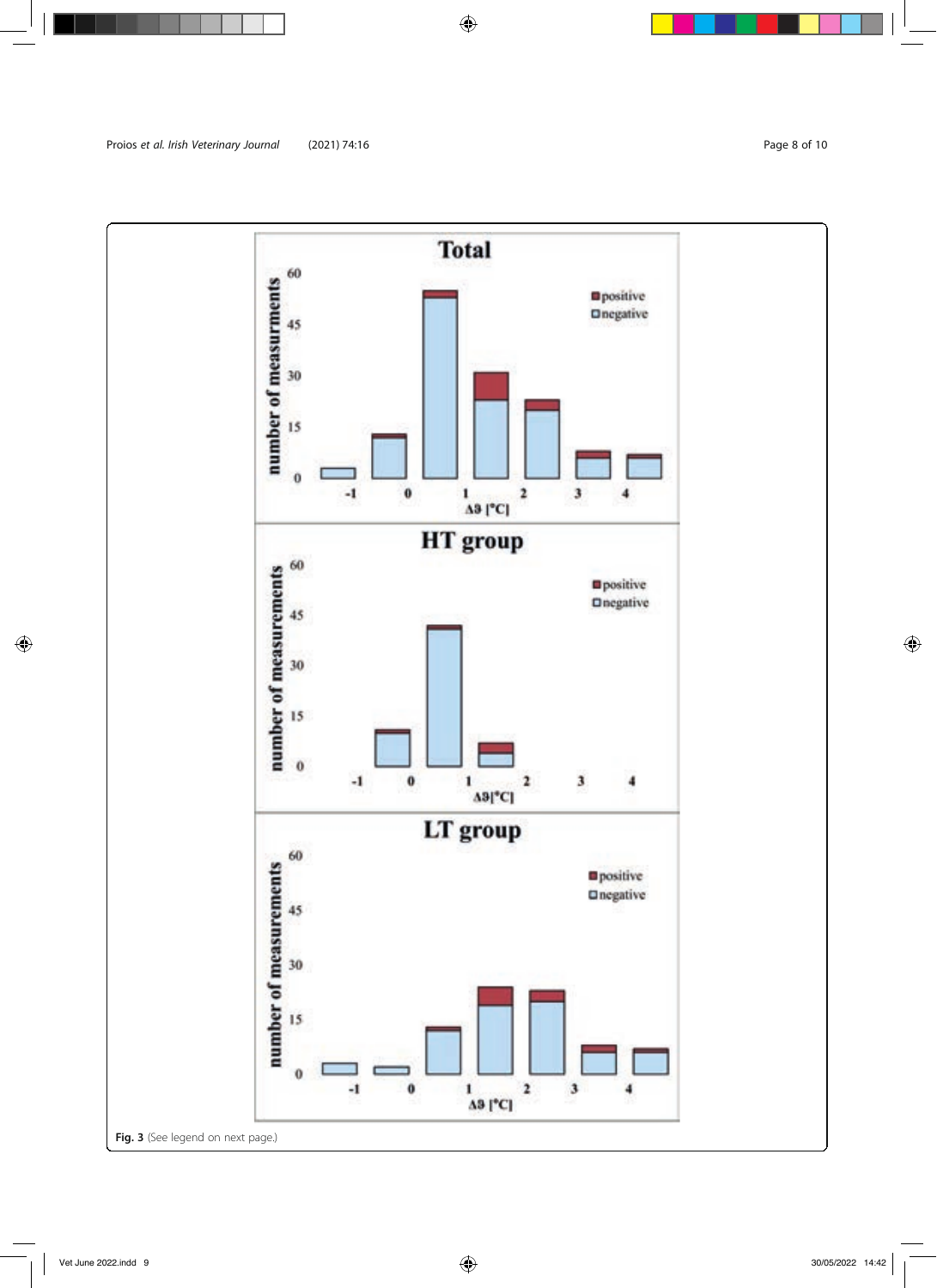**Fig. 3** (See legend on next page.)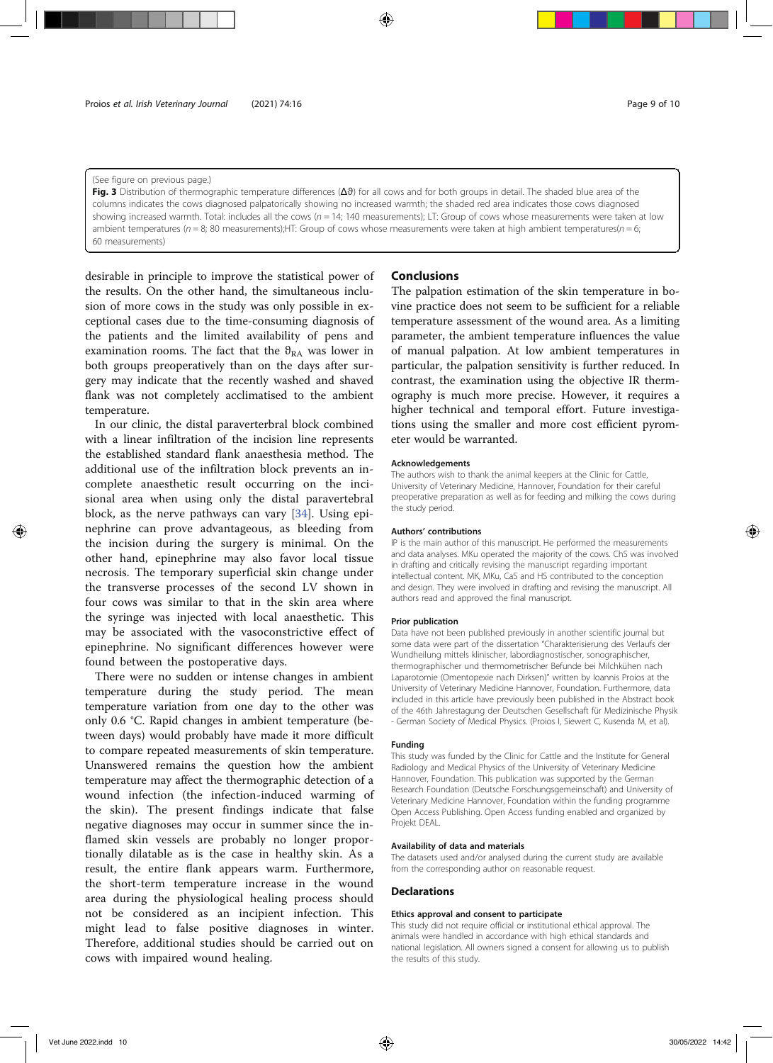(See figure on previous page.)

**Fig. 3** Distribution of thermographic temperature differences ($\Delta\vartheta$) for all cows and for both groups in detail. The shaded blue area of the columns indicates the cows diagnosed palpatorically showing no increased warmth; the shaded red area indicates those cows diagnosed showing increased warmth. Total: includes all the cows ($n = 14$; 140 measurements); LT: Group of cows whose measurements were taken at low ambient temperatures ($n = 8$; 80 measurements);HT: Group of cows whose measurements were taken at high ambient temperatures($n = 6$; 60 measurements)

desirable in principle to improve the statistical power of the results. On the other hand, the simultaneous inclusion of more cows in the study was only possible in exceptional cases due to the time-consuming diagnosis of the patients and the limited availability of pens and examination rooms. The fact that the $\vartheta_{RA}$ was lower in both groups preoperatively than on the days after surgery may indicate that the recently washed and shaved flank was not completely acclimatised to the ambient temperature.

In our clinic, the distal paravertebral block combined with a linear infiltration of the incision line represents the established standard flank anaesthesia method. The additional use of the infiltration block prevents an incomplete anaesthetic result occurring on the incisional area when using only the distal paravertebral block, as the nerve pathways can vary [34]. Using epinephrine can prove advantageous, as bleeding from the incision during the surgery is minimal. On the other hand, epinephrine may also favor local tissue necrosis. The temporary superficial skin change under the transverse processes of the second LV shown in four cows was similar to that in the skin area where the syringe was injected with local anaesthetic. This may be associated with the vasoconstrictive effect of epinephrine. No significant differences however were found between the postoperative days.

There were no sudden or intense changes in ambient temperature during the study period. The mean temperature variation from one day to the other was only 0.6 °C. Rapid changes in ambient temperature (between days) would probably have made it more difficult to compare repeated measurements of skin temperature. Unanswered remains the question how the ambient temperature may affect the thermographic detection of a wound infection (the infection-induced warming of the skin). The present findings indicate that false negative diagnoses may occur in summer since the inflamed skin vessels are probably no longer proportionally dilatable as is the case in healthy skin. As a result, the entire flank appears warm. Furthermore, the short-term temperature increase in the wound area during the physiological healing process should not be considered as an incipient infection. This might lead to false positive diagnoses in winter. Therefore, additional studies should be carried out on cows with impaired wound healing.

## Conclusions

The palpation estimation of the skin temperature in bovine practice does not seem to be sufficient for a reliable temperature assessment of the wound area. As a limiting parameter, the ambient temperature influences the value of manual palpation. At low ambient temperatures in particular, the palpation sensitivity is further reduced. In contrast, the examination using the objective IR thermography is much more precise. However, it requires a higher technical and temporal effort. Future investigations using the smaller and more cost efficient pyrometer would be warranted.

#### Acknowledgements

The authors wish to thank the animal keepers at the Clinic for Cattle, University of Veterinary Medicine, Hannover, Foundation for their careful preoperative preparation as well as for feeding and milking the cows during the study period.

#### Authors' contributions

IP is the main author of this manuscript. He performed the measurements and data analyses. MKu operated the majority of the cows. ChS was involved in drafting and critically revising the manuscript regarding important intellectual content. MK, MKu, CaS and HS contributed to the conception and design. They were involved in drafting and revising the manuscript. All authors read and approved the final manuscript.

#### Prior publication

Data have not been published previously in another scientific journal but some data were part of the dissertation "Charakterisierung des Verlaufs der Wundheilung mittels klinischer, labordiagnostischer, sonographischer, thermographischer und thermometrischer Befunde bei Milchkühen nach Laparotomie (Omentopexie nach Dirksen)" written by Ioannis Proios at the University of Veterinary Medicine Hannover, Foundation. Furthermore, data included in this article have previously been published in the Abstract book of the 46th Jahrestagung der Deutschen Gesellschaft für Medizinische Physik - German Society of Medical Physics. (Proios I, Siewert C, Kusenda M, et al).

#### Funding

This study was funded by the Clinic for Cattle and the Institute for General Radiology and Medical Physics of the University of Veterinary Medicine Hannover, Foundation. This publication was supported by the German Research Foundation (Deutsche Forschungsgemeinschaft) and University of Veterinary Medicine Hannover, Foundation within the funding programme Open Access Publishing. Open Access funding enabled and organized by Projekt DEAL.

#### Availability of data and materials

The datasets used and/or analysed during the current study are available from the corresponding author on reasonable request.

## Declarations

#### Ethics approval and consent to participate

This study did not require official or institutional ethical approval. The animals were handled in accordance with high ethical standards and national legislation. All owners signed a consent for allowing us to publish the results of this study.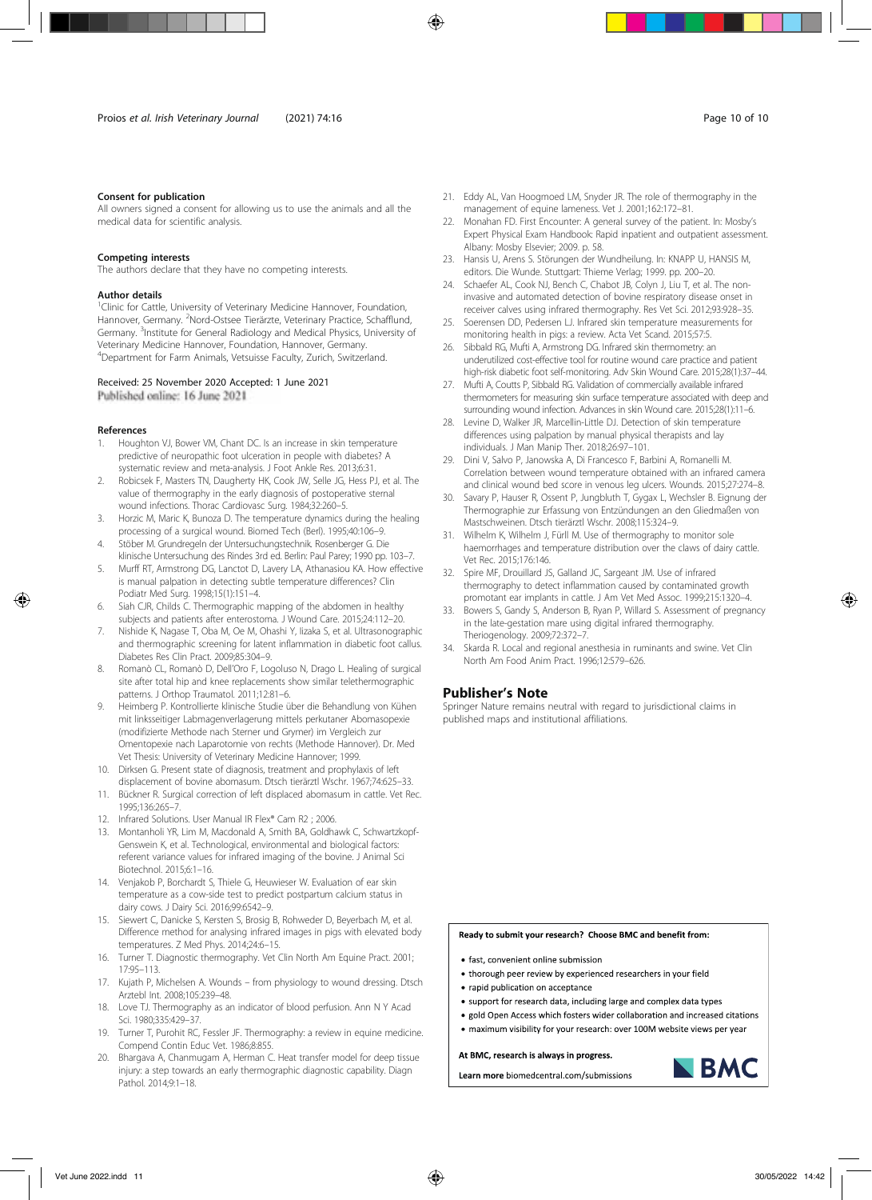### Consent for publication

All owners signed a consent for allowing us to use the animals and all the medical data for scientific analysis.

### Competing interests

The authors declare that they have no competing interests.

### Author details

[1]Clinic for Cattle, University of Veterinary Medicine Hannover, Foundation, Hannover, Germany. [2]Nord-Ostsee Tierärzte, Veterinary Practice, Schafflund, Germany. [3]Institute for General Radiology and Medical Physics, University of Veterinary Medicine Hannover, Foundation, Hannover, Germany. [4]Department for Farm Animals, Vetsuisse Faculty, Zurich, Switzerland.

Received: 25 November 2020 Accepted: 1 June 2021
Published online: 16 June 2021

### References

1. Houghton VJ, Bower VM, Chant DC. Is an increase in skin temperature predictive of neuropathic foot ulceration in people with diabetes? A systematic review and meta-analysis. J Foot Ankle Res. 2013;6:31.
2. Robicsek F, Masters TN, Daugherty HK, Cook JW, Selle JG, Hess PJ, et al. The value of thermography in the early diagnosis of postoperative sternal wound infections. Thorac Cardiovasc Surg. 1984;32:260–5.
3. Horzic M, Maric K, Bunoza D. The temperature dynamics during the healing processing of a surgical wound. Biomed Tech (Berl). 1995;40:106–9.
4. Stöber M. Grundregeln der Untersuchungstechnik. Rosenberger G. Die klinische Untersuchung des Rindes 3rd ed. Berlin: Paul Parey; 1990 pp. 103–7.
5. Murff RT, Armstrong DG, Lanctot D, Lavery LA, Athanasiou KA. How effective is manual palpation in detecting subtle temperature differences? Clin Podiatr Med Surg. 1998;15(1):151–4.
6. Siah CJR, Childs C. Thermographic mapping of the abdomen in healthy subjects and patients after enterostoma. J Wound Care. 2015;24:112–20.
7. Nishide K, Nagase T, Oba M, Oe M, Ohashi Y, Iizaka S, et al. Ultrasonographic and thermographic screening for latent inflammation in diabetic foot callus. Diabetes Res Clin Pract. 2009;85:304–9.
8. Romanò CL, Romanò D, Dell'Oro F, Logoluso N, Drago L. Healing of surgical site after total hip and knee replacements show similar telethermographic patterns. J Orthop Traumatol. 2011;12:81–6.
9. Heimberg P. Kontrollierte klinische Studie über die Behandlung von Kühen mit linksseitiger Labmagenverlagerung mittels perkutaner Abomasopexie (modifizierte Methode nach Sterner und Grymer) im Vergleich zur Omentopexie nach Laparotomie von rechts (Methode Hannover). Dr. Med Vet Thesis: University of Veterinary Medicine Hannover; 1999.
10. Dirksen G. Present state of diagnosis, treatment and prophylaxis of left displacement of bovine abomasum. Dtsch tierärztl Wschr. 1967;74:625–33.
11. Bückner R. Surgical correction of left displaced abomasum in cattle. Vet Rec. 1995;136:265–7.
12. Infrared Solutions. User Manual IR Flex® Cam R2 ; 2006.
13. Montanholi YR, Lim M, Macdonald A, Smith BA, Goldhawk C, Schwartzkopf-Genswein K, et al. Technological, environmental and biological factors: referent variance values for infrared imaging of the bovine. J Animal Sci Biotechnol. 2015;6:1–16.
14. Venjakob P, Borchardt S, Thiele G, Heuwieser W. Evaluation of ear skin temperature as a cow-side test to predict postpartum calcium status in dairy cows. J Dairy Sci. 2016;99:6542–9.
15. Siewert C, Danicke S, Kersten S, Brosig B, Rohweder D, Beyerbach M, et al. Difference method for analysing infrared images in pigs with elevated body temperatures. Z Med Phys. 2014;24:6–15.
16. Turner T. Diagnostic thermography. Vet Clin North Am Equine Pract. 2001; 17:95–113.
17. Kujath P, Michelsen A. Wounds – from physiology to wound dressing. Dtsch Arztebl Int. 2008;105:239–48.
18. Love TJ. Thermography as an indicator of blood perfusion. Ann N Y Acad Sci. 1980;335:429–37.
19. Turner T, Purohit RC, Fessler JF. Thermography: a review in equine medicine. Compend Contin Educ Vet. 1986;8:855.
20. Bhargava A, Chanmugam A, Herman C. Heat transfer model for deep tissue injury: a step towards an early thermographic diagnostic capability. Diagn Pathol. 2014;9:1–18.
21. Eddy AL, Van Hoogmoed LM, Snyder JR. The role of thermography in the management of equine lameness. Vet J. 2001;162:172–81.
22. Monahan FD. First Encounter: A general survey of the patient. In: Mosby's Expert Physical Exam Handbook: Rapid inpatient and outpatient assessment. Albany: Mosby Elsevier; 2009. p. 58.
23. Hansis U, Arens S. Störungen der Wundheilung. In: KNAPP U, HANSIS M, editors. Die Wunde. Stuttgart: Thieme Verlag; 1999. pp. 200–20.
24. Schaefer AL, Cook NJ, Bench C, Chabot JB, Colyn J, Liu T, et al. The non-invasive and automated detection of bovine respiratory disease onset in receiver calves using infrared thermography. Res Vet Sci. 2012;93:928–35.
25. Soerensen DD, Pedersen LJ. Infrared skin temperature measurements for monitoring health in pigs: a review. Acta Vet Scand. 2015;57:5.
26. Sibbald RG, Mufti A, Armstrong DG. Infrared skin thermometry: an underutilized cost-effective tool for routine wound care practice and patient high-risk diabetic foot self-monitoring. Adv Skin Wound Care. 2015;28(1):37–44.
27. Mufti A, Coutts P, Sibbald RG. Validation of commercially available infrared thermometers for measuring skin surface temperature associated with deep and surrounding wound infection. Advances in skin Wound Care. 2015;28(1):11–6.
28. Levine D, Walker JR, Marcellin-Little DJ. Detection of skin temperature differences using palpation by manual physical therapists and lay individuals. J Man Manip Ther. 2018;26:97–101.
29. Dini V, Salvo P, Janowska A, Di Francesco F, Barbini A, Romanelli M. Correlation between wound temperature obtained with an infrared camera and clinical wound bed score in venous leg ulcers. Wounds. 2015;27:274–8.
30. Savary P, Hauser R, Ossent P, Jungbluth T, Gygax L, Wechsler B. Eignung der Thermographie zur Erfassung von Entzündungen an den Gliedmaßen von Mastschweinen. Dtsch tierärztl Wschr. 2008;115:324–9.
31. Wilhelm K, Wilhelm J, Fürll M. Use of thermography to monitor sole haemorrhages and temperature distribution over the claws of dairy cattle. Vet Rec. 2015;176:146.
32. Spire MF, Drouillard JS, Galland JC, Sargeant JM. Use of infrared thermography to detect inflammation caused by contaminated growth promotant ear implants in cattle. J Am Vet Med Assoc. 1999;215:1320–4.
33. Bowers S, Gandy S, Anderson B, Ryan P, Willard S. Assessment of pregnancy in the late-gestation mare using digital infrared thermography. Theriogenology. 2009;72:372–7.
34. Skarda R. Local and regional anesthesia in ruminants and swine. Vet Clin North Am Food Anim Pract. 1996;12:579–626.

## Publisher's Note

Springer Nature remains neutral with regard to jurisdictional claims in published maps and institutional affiliations.

**Ready to submit your research? Choose BMC and benefit from:**

- fast, convenient online submission
- thorough peer review by experienced researchers in your field
- rapid publication on acceptance
- support for research data, including large and complex data types
- gold Open Access which fosters wider collaboration and increased citations
- maximum visibility for your research: over 100M website views per year

**At BMC, research is always in progress.**

**Learn more** biomedcentral.com/submissions

BMC